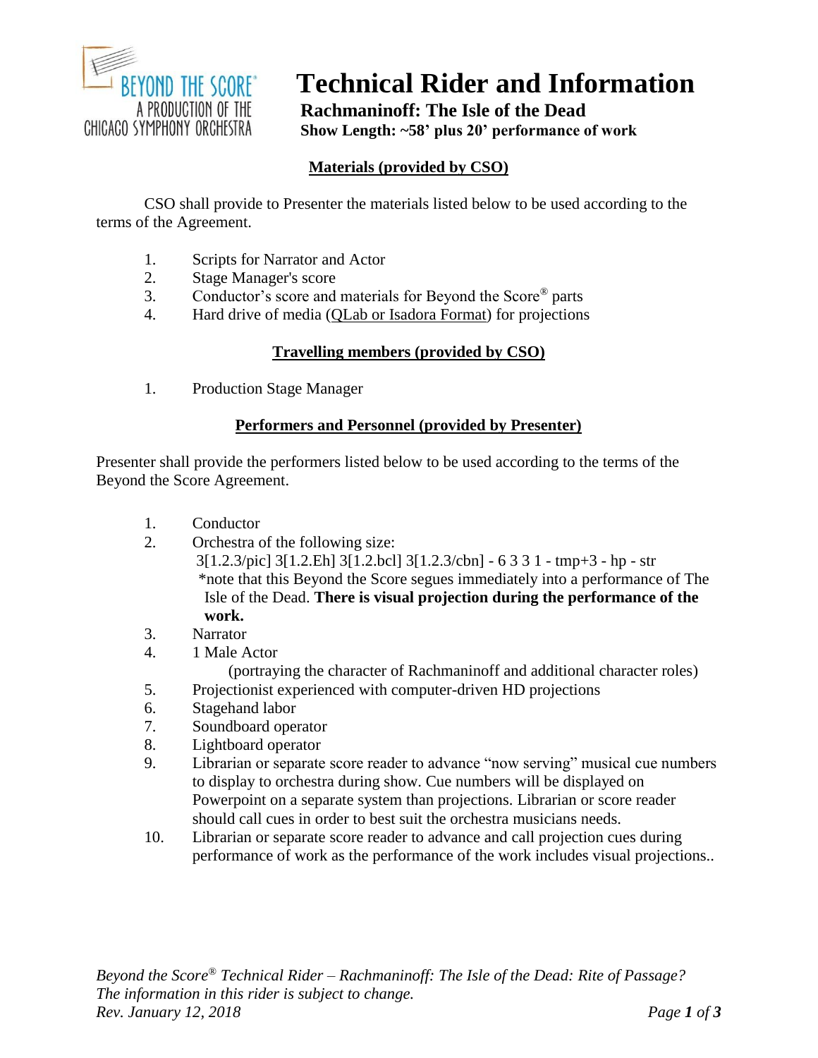BEYOND THE SCORE®
A PRODUCTION OF THE
CHICAGO SYMPHONY ORCHESTRA

# Technical Rider and Information

**Rachmaninoff: The Isle of the Dead**

**Show Length: ~58' plus 20' performance of work**

## Materials (provided by CSO)

CSO shall provide to Presenter the materials listed below to be used according to the terms of the Agreement.

1. Scripts for Narrator and Actor
2. Stage Manager's score
3. Conductor's score and materials for Beyond the Score® parts
4. Hard drive of media (QLab or Isadora Format) for projections

## Travelling members (provided by CSO)

1. Production Stage Manager

## Performers and Personnel (provided by Presenter)

Presenter shall provide the performers listed below to be used according to the terms of the Beyond the Score Agreement.

1. Conductor
2. Orchestra of the following size:
   3[1.2.3/pic] 3[1.2.Eh] 3[1.2.bcl] 3[1.2.3/cbn] - 6 3 3 1 - tmp+3 - hp - str
   *note that this Beyond the Score segues immediately into a performance of The Isle of the Dead. **There is visual projection during the performance of the work.**
3. Narrator
4. 1 Male Actor
   (portraying the character of Rachmaninoff and additional character roles)
5. Projectionist experienced with computer-driven HD projections
6. Stagehand labor
7. Soundboard operator
8. Lightboard operator
9. Librarian or separate score reader to advance "now serving" musical cue numbers to display to orchestra during show. Cue numbers will be displayed on Powerpoint on a separate system than projections. Librarian or score reader should call cues in order to best suit the orchestra musicians needs.
10. Librarian or separate score reader to advance and call projection cues during performance of work as the performance of the work includes visual projections..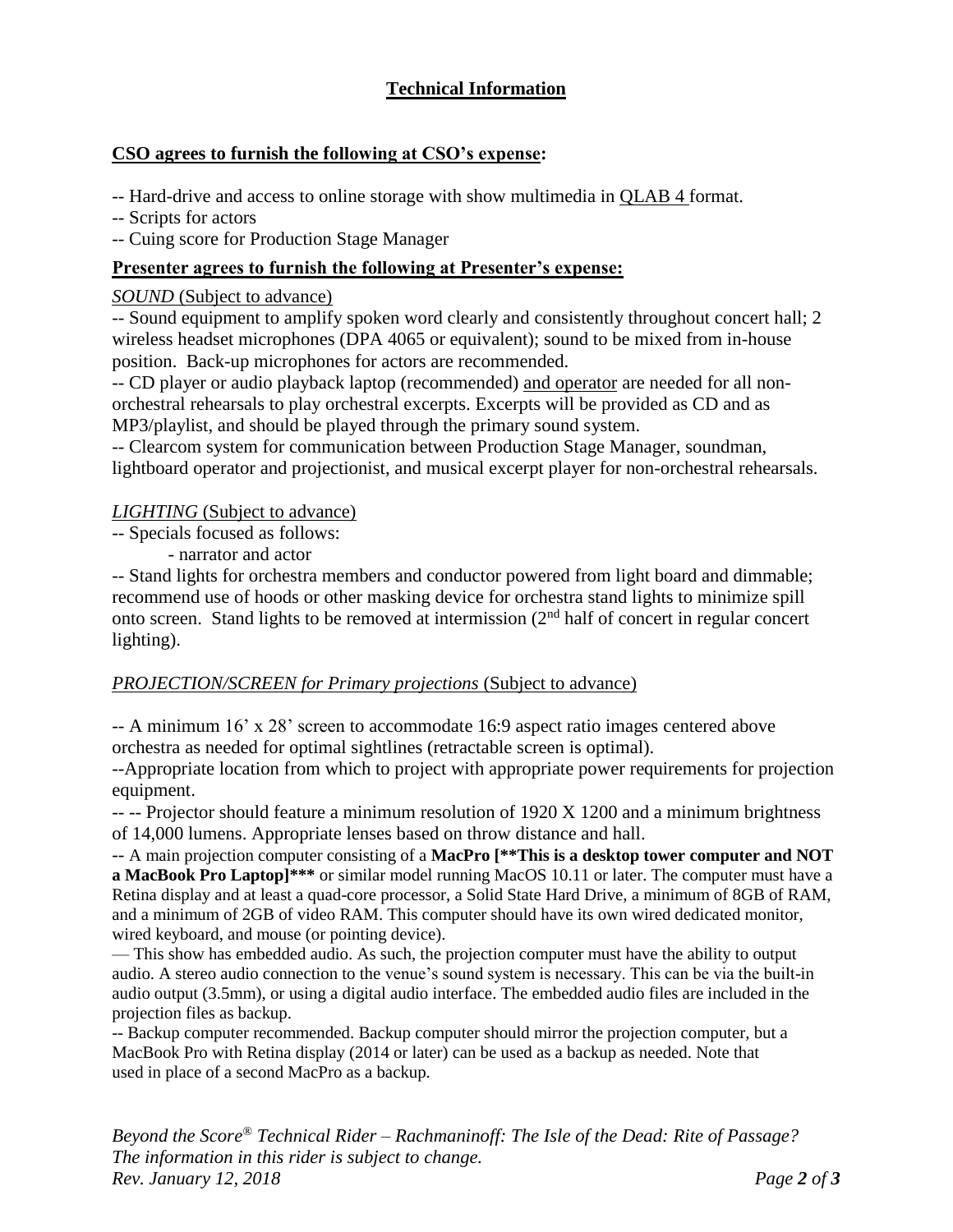## Technical Information

**CSO agrees to furnish the following at CSO's expense:**

-- Hard-drive and access to online storage with show multimedia in QLAB 4 format.
-- Scripts for actors
-- Cuing score for Production Stage Manager

**Presenter agrees to furnish the following at Presenter's expense:**

*SOUND* (Subject to advance)

-- Sound equipment to amplify spoken word clearly and consistently throughout concert hall; 2 wireless headset microphones (DPA 4065 or equivalent); sound to be mixed from in-house position. Back-up microphones for actors are recommended.

-- CD player or audio playback laptop (recommended) and operator are needed for all non-orchestral rehearsals to play orchestral excerpts. Excerpts will be provided as CD and as MP3/playlist, and should be played through the primary sound system.

-- Clearcom system for communication between Production Stage Manager, soundman, lightboard operator and projectionist, and musical excerpt player for non-orchestral rehearsals.

*LIGHTING* (Subject to advance)

-- Specials focused as follows:
- narrator and actor

-- Stand lights for orchestra members and conductor powered from light board and dimmable; recommend use of hoods or other masking device for orchestra stand lights to minimize spill onto screen. Stand lights to be removed at intermission (2nd half of concert in regular concert lighting).

*PROJECTION/SCREEN for Primary projections* (Subject to advance)

-- A minimum 16' x 28' screen to accommodate 16:9 aspect ratio images centered above orchestra as needed for optimal sightlines (retractable screen is optimal).

--Appropriate location from which to project with appropriate power requirements for projection equipment.

-- -- Projector should feature a minimum resolution of 1920 X 1200 and a minimum brightness of 14,000 lumens. Appropriate lenses based on throw distance and hall.

-- A main projection computer consisting of a **MacPro [**This is a desktop tower computer and NOT a MacBook Pro Laptop]*** or similar model running MacOS 10.11 or later. The computer must have a Retina display and at least a quad-core processor, a Solid State Hard Drive, a minimum of 8GB of RAM, and a minimum of 2GB of video RAM. This computer should have its own wired dedicated monitor, wired keyboard, and mouse (or pointing device).

— This show has embedded audio. As such, the projection computer must have the ability to output audio. A stereo audio connection to the venue's sound system is necessary. This can be via the built-in audio output (3.5mm), or using a digital audio interface. The embedded audio files are included in the projection files as backup.

-- Backup computer recommended. Backup computer should mirror the projection computer, but a MacBook Pro with Retina display (2014 or later) can be used as a backup as needed. Note that used in place of a second MacPro as a backup.

*Beyond the Score® Technical Rider – Rachmaninoff: The Isle of the Dead: Rite of Passage?*
*The information in this rider is subject to change.*
*Rev. January 12, 2018*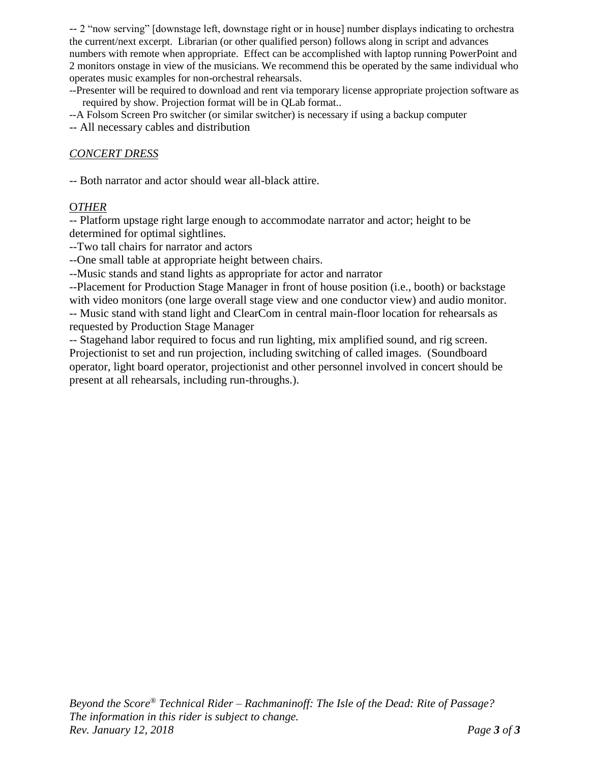-- 2 “now serving” [downstage left, downstage right or in house] number displays indicating to orchestra the current/next excerpt. Librarian (or other qualified person) follows along in script and advances numbers with remote when appropriate. Effect can be accomplished with laptop running PowerPoint and 2 monitors onstage in view of the musicians. We recommend this be operated by the same individual who operates music examples for non-orchestral rehearsals.

--Presenter will be required to download and rent via temporary license appropriate projection software as required by show. Projection format will be in QLab format..

--A Folsom Screen Pro switcher (or similar switcher) is necessary if using a backup computer

-- All necessary cables and distribution

*CONCERT DRESS*

-- Both narrator and actor should wear all-black attire.

*OTHER*

-- Platform upstage right large enough to accommodate narrator and actor; height to be determined for optimal sightlines.

--Two tall chairs for narrator and actors

--One small table at appropriate height between chairs.

--Music stands and stand lights as appropriate for actor and narrator

--Placement for Production Stage Manager in front of house position (i.e., booth) or backstage with video monitors (one large overall stage view and one conductor view) and audio monitor.

-- Music stand with stand light and ClearCom in central main-floor location for rehearsals as requested by Production Stage Manager

-- Stagehand labor required to focus and run lighting, mix amplified sound, and rig screen. Projectionist to set and run projection, including switching of called images. (Soundboard operator, light board operator, projectionist and other personnel involved in concert should be present at all rehearsals, including run-throughs.).